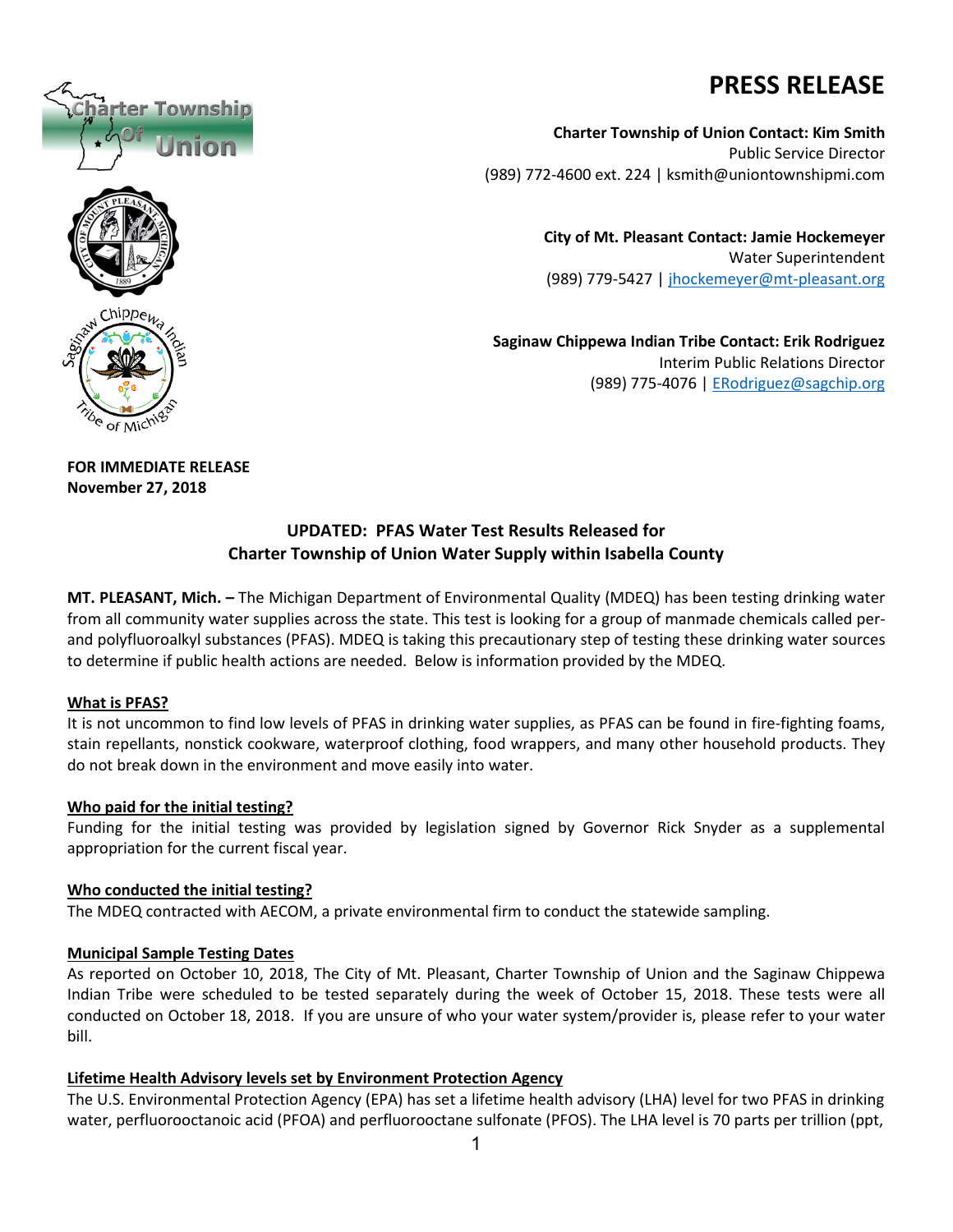# PRESS RELEASE

**Charter Township of Union Contact: Kim Smith**
Public Service Director
(989) 772-4600 ext. 224 | ksmith@uniontownshipmi.com

**City of Mt. Pleasant Contact: Jamie Hockemeyer**
Water Superintendent
(989) 779-5427 | jhockemeyer@mt-pleasant.org

**Saginaw Chippewa Indian Tribe Contact: Erik Rodriguez**
Interim Public Relations Director
(989) 775-4076 | ERodriguez@sagchip.org

**FOR IMMEDIATE RELEASE**
**November 27, 2018**

## UPDATED: PFAS Water Test Results Released for Charter Township of Union Water Supply within Isabella County

**MT. PLEASANT, Mich. –** The Michigan Department of Environmental Quality (MDEQ) has been testing drinking water from all community water supplies across the state. This test is looking for a group of manmade chemicals called per- and polyfluoroalkyl substances (PFAS). MDEQ is taking this precautionary step of testing these drinking water sources to determine if public health actions are needed. Below is information provided by the MDEQ.

### What is PFAS?

It is not uncommon to find low levels of PFAS in drinking water supplies, as PFAS can be found in fire-fighting foams, stain repellants, nonstick cookware, waterproof clothing, food wrappers, and many other household products. They do not break down in the environment and move easily into water.

### Who paid for the initial testing?

Funding for the initial testing was provided by legislation signed by Governor Rick Snyder as a supplemental appropriation for the current fiscal year.

### Who conducted the initial testing?

The MDEQ contracted with AECOM, a private environmental firm to conduct the statewide sampling.

### Municipal Sample Testing Dates

As reported on October 10, 2018, The City of Mt. Pleasant, Charter Township of Union and the Saginaw Chippewa Indian Tribe were scheduled to be tested separately during the week of October 15, 2018. These tests were all conducted on October 18, 2018. If you are unsure of who your water system/provider is, please refer to your water bill.

### Lifetime Health Advisory levels set by Environment Protection Agency

The U.S. Environmental Protection Agency (EPA) has set a lifetime health advisory (LHA) level for two PFAS in drinking water, perfluorooctanoic acid (PFOA) and perfluorooctane sulfonate (PFOS). The LHA level is 70 parts per trillion (ppt,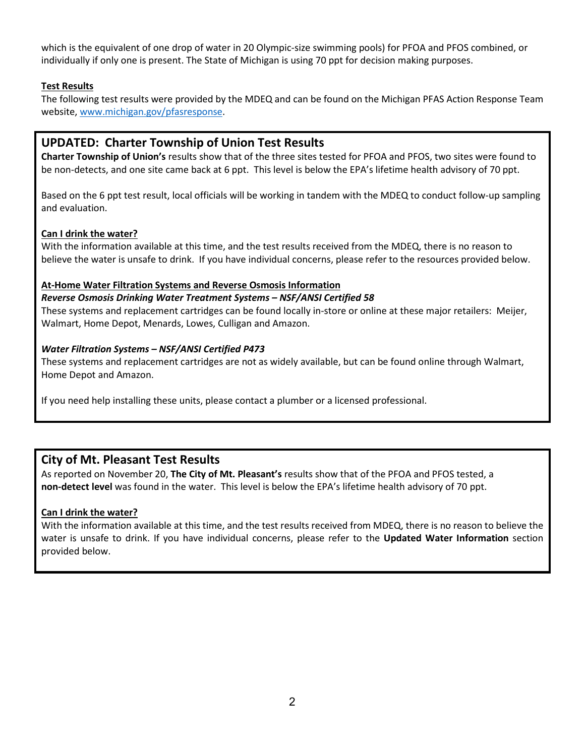which is the equivalent of one drop of water in 20 Olympic-size swimming pools) for PFOA and PFOS combined, or individually if only one is present. The State of Michigan is using 70 ppt for decision making purposes.

**Test Results**

The following test results were provided by the MDEQ and can be found on the Michigan PFAS Action Response Team website, www.michigan.gov/pfasresponse.

## UPDATED: Charter Township of Union Test Results

**Charter Township of Union's** results show that of the three sites tested for PFOA and PFOS, two sites were found to be non-detects, and one site came back at 6 ppt. This level is below the EPA's lifetime health advisory of 70 ppt.

Based on the 6 ppt test result, local officials will be working in tandem with the MDEQ to conduct follow-up sampling and evaluation.

**Can I drink the water?**

With the information available at this time, and the test results received from the MDEQ, there is no reason to believe the water is unsafe to drink. If you have individual concerns, please refer to the resources provided below.

**At-Home Water Filtration Systems and Reverse Osmosis Information**

***Reverse Osmosis Drinking Water Treatment Systems – NSF/ANSI Certified 58***

These systems and replacement cartridges can be found locally in-store or online at these major retailers: Meijer, Walmart, Home Depot, Menards, Lowes, Culligan and Amazon.

***Water Filtration Systems – NSF/ANSI Certified P473***

These systems and replacement cartridges are not as widely available, but can be found online through Walmart, Home Depot and Amazon.

If you need help installing these units, please contact a plumber or a licensed professional.

## City of Mt. Pleasant Test Results

As reported on November 20, **The City of Mt. Pleasant's** results show that of the PFOA and PFOS tested, a **non-detect level** was found in the water. This level is below the EPA's lifetime health advisory of 70 ppt.

**Can I drink the water?**

With the information available at this time, and the test results received from MDEQ, there is no reason to believe the water is unsafe to drink. If you have individual concerns, please refer to the **Updated Water Information** section provided below.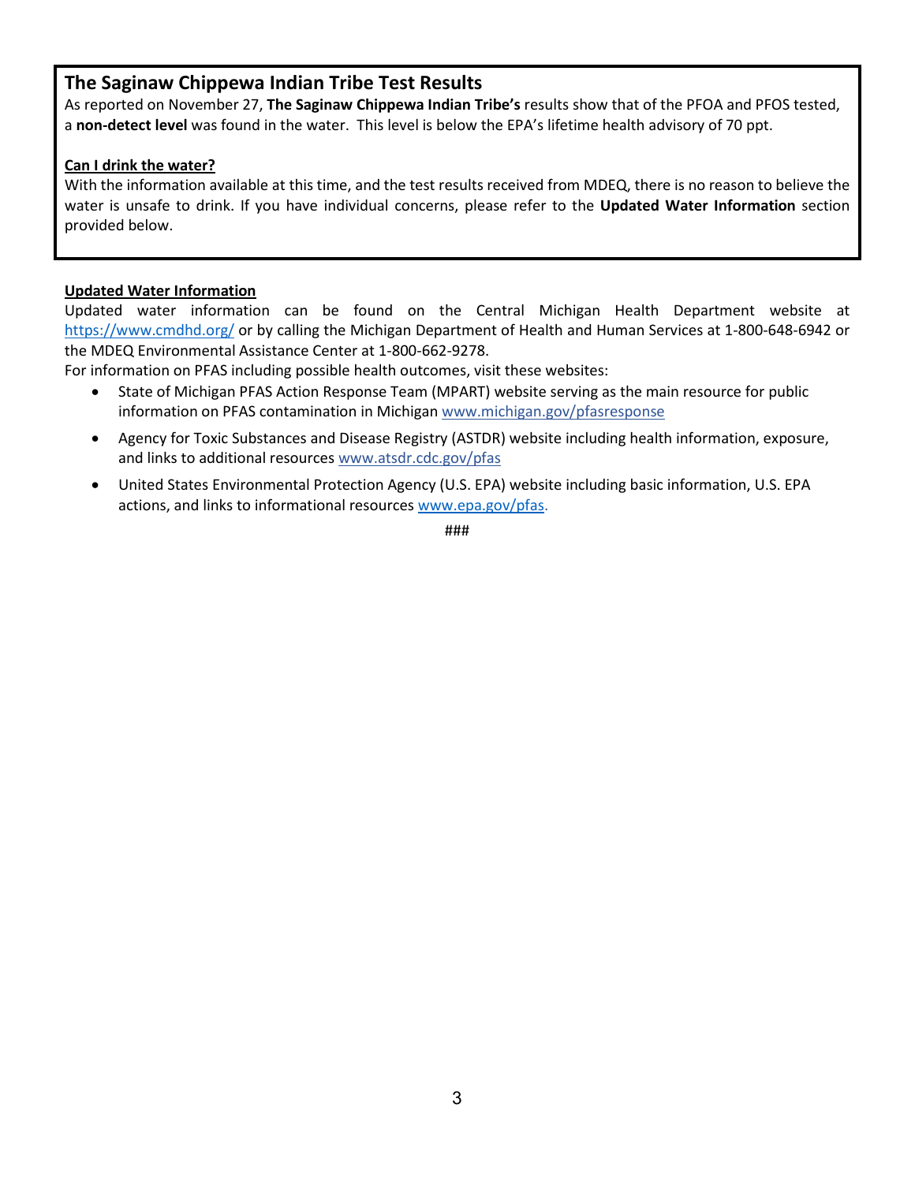## The Saginaw Chippewa Indian Tribe Test Results

As reported on November 27, **The Saginaw Chippewa Indian Tribe's** results show that of the PFOA and PFOS tested, a **non-detect level** was found in the water. This level is below the EPA's lifetime health advisory of 70 ppt.

**Can I drink the water?**

With the information available at this time, and the test results received from MDEQ, there is no reason to believe the water is unsafe to drink. If you have individual concerns, please refer to the **Updated Water Information** section provided below.

**Updated Water Information**

Updated water information can be found on the Central Michigan Health Department website at https://www.cmdhd.org/ or by calling the Michigan Department of Health and Human Services at 1-800-648-6942 or the MDEQ Environmental Assistance Center at 1-800-662-9278.

For information on PFAS including possible health outcomes, visit these websites:

- State of Michigan PFAS Action Response Team (MPART) website serving as the main resource for public information on PFAS contamination in Michigan www.michigan.gov/pfasresponse
- Agency for Toxic Substances and Disease Registry (ASTDR) website including health information, exposure, and links to additional resources www.atsdr.cdc.gov/pfas
- United States Environmental Protection Agency (U.S. EPA) website including basic information, U.S. EPA actions, and links to informational resources www.epa.gov/pfas.

###